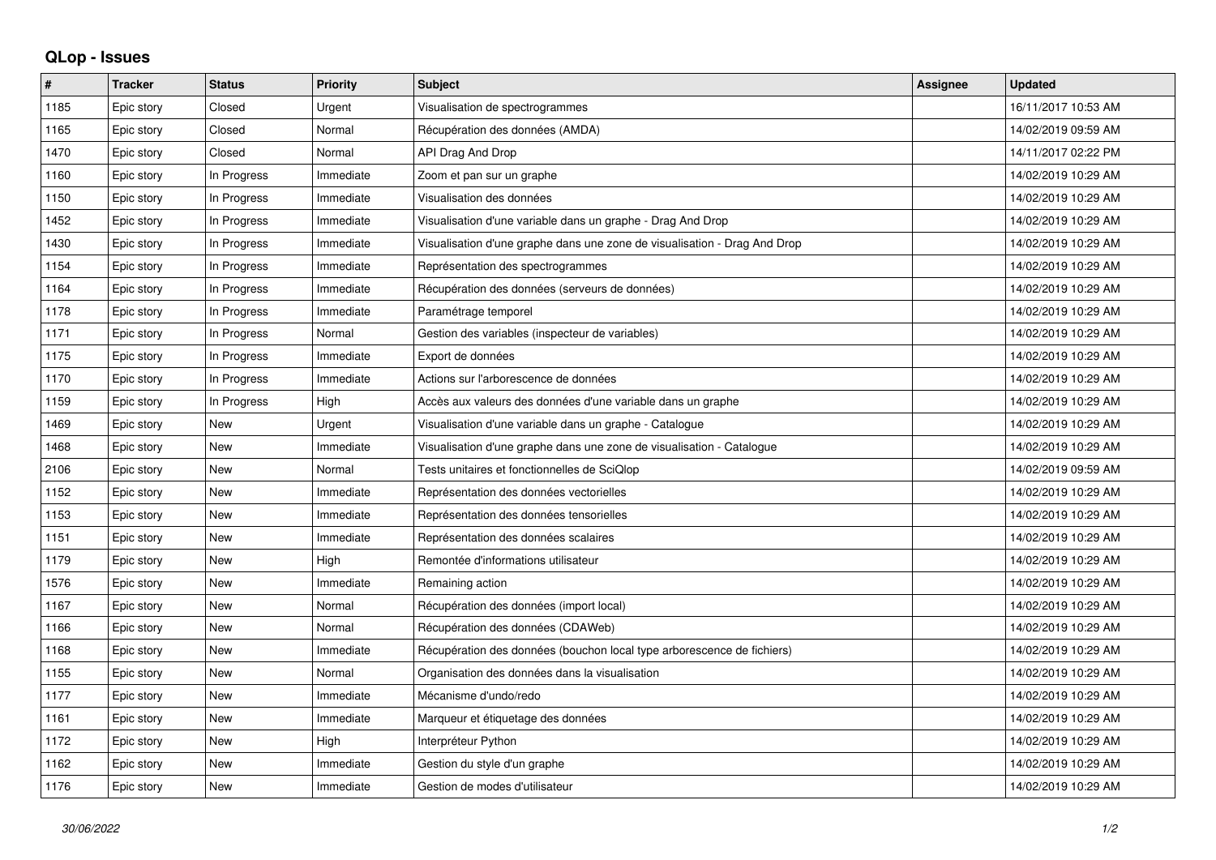## QLop - Issues

| # | Tracker | Status | Priority | Subject | Assignee | Updated |
|---|---|---|---|---|---|---|
| 1185 | Epic story | Closed | Urgent | Visualisation de spectrogrammes | | 16/11/2017 10:53 AM |
| 1165 | Epic story | Closed | Normal | Récupération des données (AMDA) | | 14/02/2019 09:59 AM |
| 1470 | Epic story | Closed | Normal | API Drag And Drop | | 14/11/2017 02:22 PM |
| 1160 | Epic story | In Progress | Immediate | Zoom et pan sur un graphe | | 14/02/2019 10:29 AM |
| 1150 | Epic story | In Progress | Immediate | Visualisation des données | | 14/02/2019 10:29 AM |
| 1452 | Epic story | In Progress | Immediate | Visualisation d'une variable dans un graphe - Drag And Drop | | 14/02/2019 10:29 AM |
| 1430 | Epic story | In Progress | Immediate | Visualisation d'une graphe dans une zone de visualisation - Drag And Drop | | 14/02/2019 10:29 AM |
| 1154 | Epic story | In Progress | Immediate | Représentation des spectrogrammes | | 14/02/2019 10:29 AM |
| 1164 | Epic story | In Progress | Immediate | Récupération des données (serveurs de données) | | 14/02/2019 10:29 AM |
| 1178 | Epic story | In Progress | Immediate | Paramétrage temporel | | 14/02/2019 10:29 AM |
| 1171 | Epic story | In Progress | Normal | Gestion des variables (inspecteur de variables) | | 14/02/2019 10:29 AM |
| 1175 | Epic story | In Progress | Immediate | Export de données | | 14/02/2019 10:29 AM |
| 1170 | Epic story | In Progress | Immediate | Actions sur l'arborescence de données | | 14/02/2019 10:29 AM |
| 1159 | Epic story | In Progress | High | Accès aux valeurs des données d'une variable dans un graphe | | 14/02/2019 10:29 AM |
| 1469 | Epic story | New | Urgent | Visualisation d'une variable dans un graphe - Catalogue | | 14/02/2019 10:29 AM |
| 1468 | Epic story | New | Immediate | Visualisation d'une graphe dans une zone de visualisation - Catalogue | | 14/02/2019 10:29 AM |
| 2106 | Epic story | New | Normal | Tests unitaires et fonctionnelles de SciQlop | | 14/02/2019 09:59 AM |
| 1152 | Epic story | New | Immediate | Représentation des données vectorielles | | 14/02/2019 10:29 AM |
| 1153 | Epic story | New | Immediate | Représentation des données tensorielles | | 14/02/2019 10:29 AM |
| 1151 | Epic story | New | Immediate | Représentation des données scalaires | | 14/02/2019 10:29 AM |
| 1179 | Epic story | New | High | Remontée d'informations utilisateur | | 14/02/2019 10:29 AM |
| 1576 | Epic story | New | Immediate | Remaining action | | 14/02/2019 10:29 AM |
| 1167 | Epic story | New | Normal | Récupération des données (import local) | | 14/02/2019 10:29 AM |
| 1166 | Epic story | New | Normal | Récupération des données (CDAWeb) | | 14/02/2019 10:29 AM |
| 1168 | Epic story | New | Immediate | Récupération des données (bouchon local type arborescence de fichiers) | | 14/02/2019 10:29 AM |
| 1155 | Epic story | New | Normal | Organisation des données dans la visualisation | | 14/02/2019 10:29 AM |
| 1177 | Epic story | New | Immediate | Mécanisme d'undo/redo | | 14/02/2019 10:29 AM |
| 1161 | Epic story | New | Immediate | Marqueur et étiquetage des données | | 14/02/2019 10:29 AM |
| 1172 | Epic story | New | High | Interpréteur Python | | 14/02/2019 10:29 AM |
| 1162 | Epic story | New | Immediate | Gestion du style d'un graphe | | 14/02/2019 10:29 AM |
| 1176 | Epic story | New | Immediate | Gestion de modes d'utilisateur | | 14/02/2019 10:29 AM |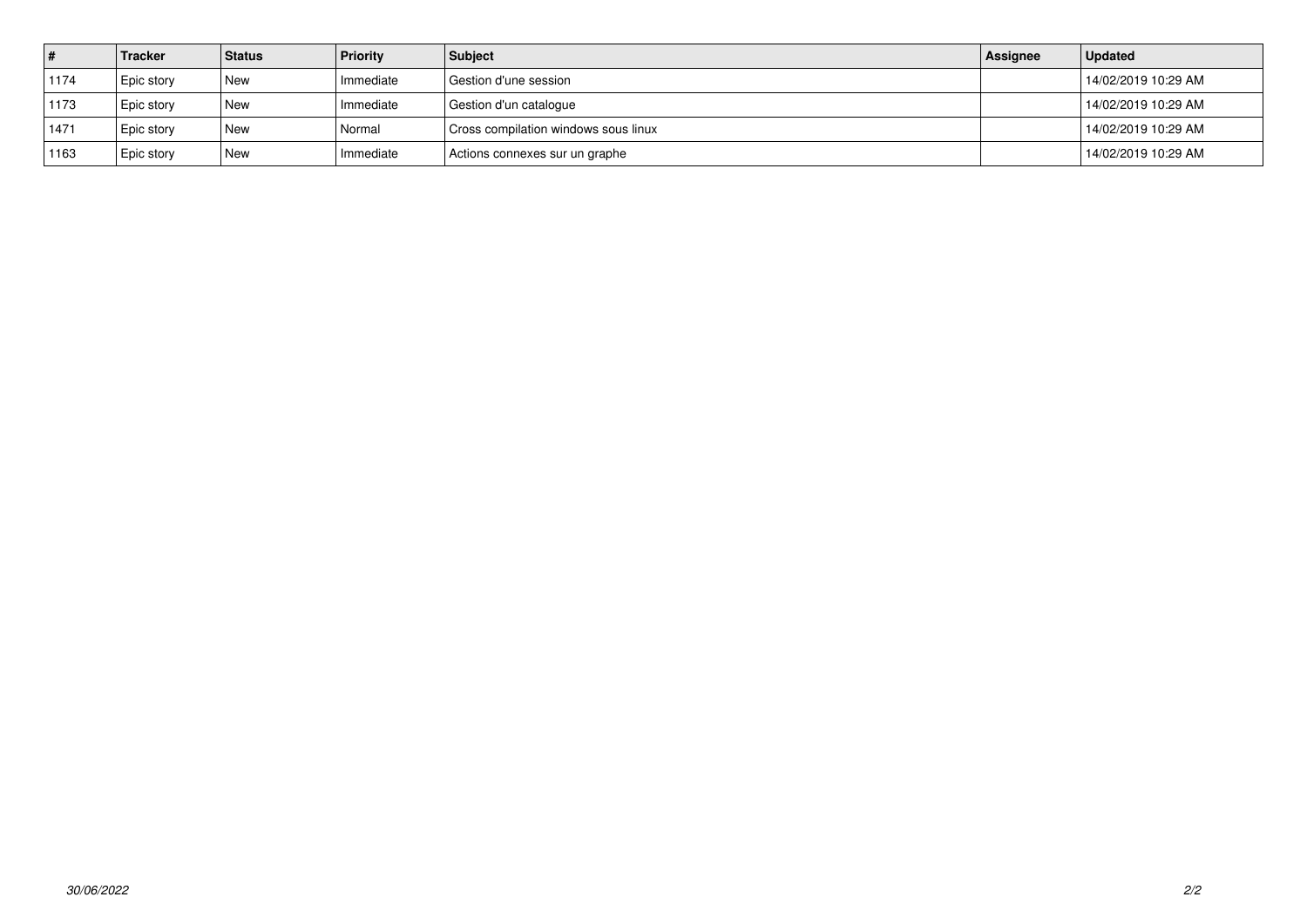| # | Tracker | Status | Priority | Subject | Assignee | Updated |
|---|---|---|---|---|---|---|
| 1174 | Epic story | New | Immediate | Gestion d'une session | | 14/02/2019 10:29 AM |
| 1173 | Epic story | New | Immediate | Gestion d'un catalogue | | 14/02/2019 10:29 AM |
| 1471 | Epic story | New | Normal | Cross compilation windows sous linux | | 14/02/2019 10:29 AM |
| 1163 | Epic story | New | Immediate | Actions connexes sur un graphe | | 14/02/2019 10:29 AM |